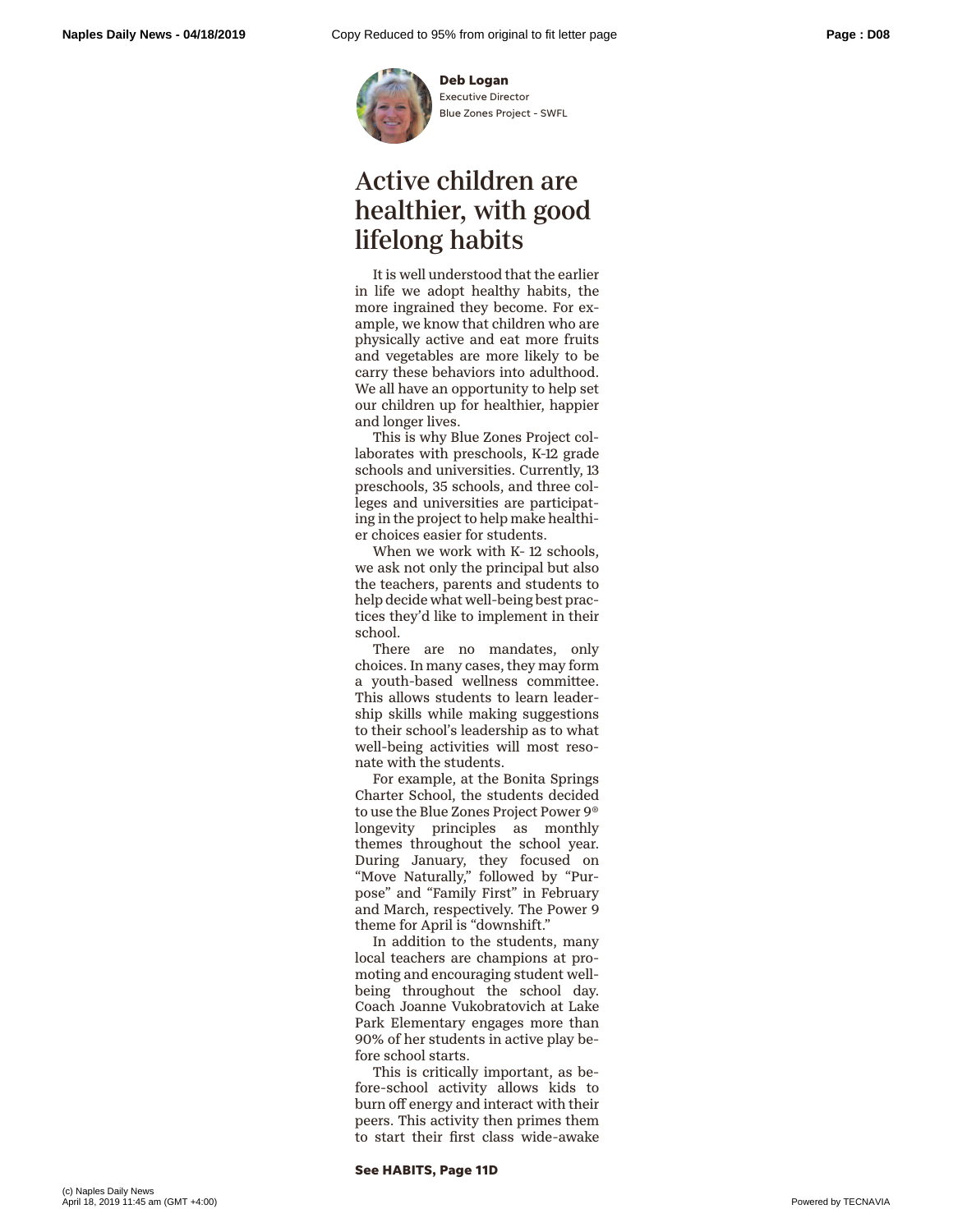**Deb Logan**
Executive Director
Blue Zones Project - SWFL

# Active children are healthier, with good lifelong habits

It is well understood that the earlier in life we adopt healthy habits, the more ingrained they become. For example, we know that children who are physically active and eat more fruits and vegetables are more likely to be carry these behaviors into adulthood. We all have an opportunity to help set our children up for healthier, happier and longer lives.

This is why Blue Zones Project collaborates with preschools, K-12 grade schools and universities. Currently, 13 preschools, 35 schools, and three colleges and universities are participating in the project to help make healthier choices easier for students.

When we work with K- 12 schools, we ask not only the principal but also the teachers, parents and students to help decide what well-being best practices they'd like to implement in their school.

There are no mandates, only choices. In many cases, they may form a youth-based wellness committee. This allows students to learn leadership skills while making suggestions to their school's leadership as to what well-being activities will most resonate with the students.

For example, at the Bonita Springs Charter School, the students decided to use the Blue Zones Project Power 9® longevity principles as monthly themes throughout the school year. During January, they focused on "Move Naturally," followed by "Purpose" and "Family First" in February and March, respectively. The Power 9 theme for April is "downshift."

In addition to the students, many local teachers are champions at promoting and encouraging student well-being throughout the school day. Coach Joanne Vukobratovich at Lake Park Elementary engages more than 90% of her students in active play before school starts.

This is critically important, as before-school activity allows kids to burn off energy and interact with their peers. This activity then primes them to start their first class wide-awake

**See HABITS, Page 11D**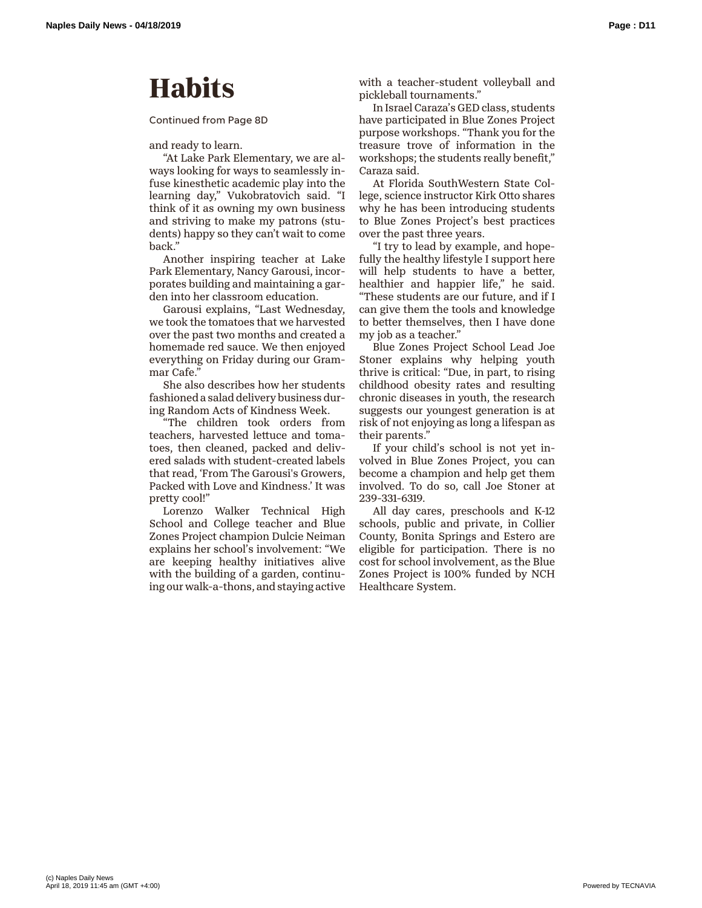# Habits

Continued from Page 8D

and ready to learn.

"At Lake Park Elementary, we are always looking for ways to seamlessly infuse kinesthetic academic play into the learning day," Vukobratovich said. "I think of it as owning my own business and striving to make my patrons (students) happy so they can't wait to come back."

Another inspiring teacher at Lake Park Elementary, Nancy Garousi, incorporates building and maintaining a garden into her classroom education.

Garousi explains, "Last Wednesday, we took the tomatoes that we harvested over the past two months and created a homemade red sauce. We then enjoyed everything on Friday during our Grammar Cafe."

She also describes how her students fashioned a salad delivery business during Random Acts of Kindness Week.

"The children took orders from teachers, harvested lettuce and tomatoes, then cleaned, packed and delivered salads with student-created labels that read, 'From The Garousi's Growers, Packed with Love and Kindness.' It was pretty cool!"

Lorenzo Walker Technical High School and College teacher and Blue Zones Project champion Dulcie Neiman explains her school's involvement: "We are keeping healthy initiatives alive with the building of a garden, continuing our walk-a-thons, and staying active with a teacher-student volleyball and pickleball tournaments."

In Israel Caraza's GED class, students have participated in Blue Zones Project purpose workshops. "Thank you for the treasure trove of information in the workshops; the students really benefit," Caraza said.

At Florida SouthWestern State College, science instructor Kirk Otto shares why he has been introducing students to Blue Zones Project's best practices over the past three years.

"I try to lead by example, and hopefully the healthy lifestyle I support here will help students to have a better, healthier and happier life," he said. "These students are our future, and if I can give them the tools and knowledge to better themselves, then I have done my job as a teacher."

Blue Zones Project School Lead Joe Stoner explains why helping youth thrive is critical: "Due, in part, to rising childhood obesity rates and resulting chronic diseases in youth, the research suggests our youngest generation is at risk of not enjoying as long a lifespan as their parents."

If your child's school is not yet involved in Blue Zones Project, you can become a champion and help get them involved. To do so, call Joe Stoner at 239-331-6319.

All day cares, preschools and K-12 schools, public and private, in Collier County, Bonita Springs and Estero are eligible for participation. There is no cost for school involvement, as the Blue Zones Project is 100% funded by NCH Healthcare System.